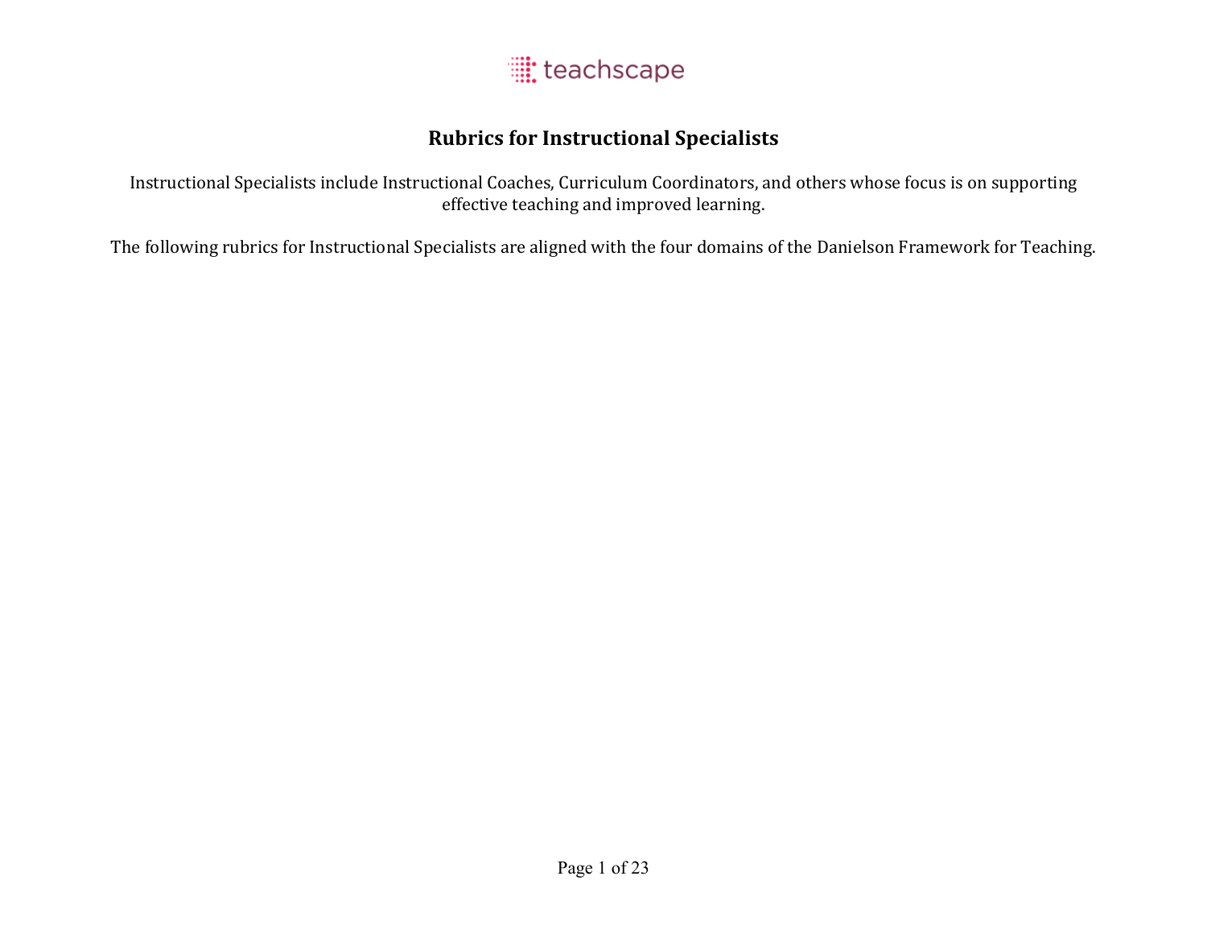teachscape

# Rubrics for Instructional Specialists

Instructional Specialists include Instructional Coaches, Curriculum Coordinators, and others whose focus is on supporting effective teaching and improved learning.

The following rubrics for Instructional Specialists are aligned with the four domains of the Danielson Framework for Teaching.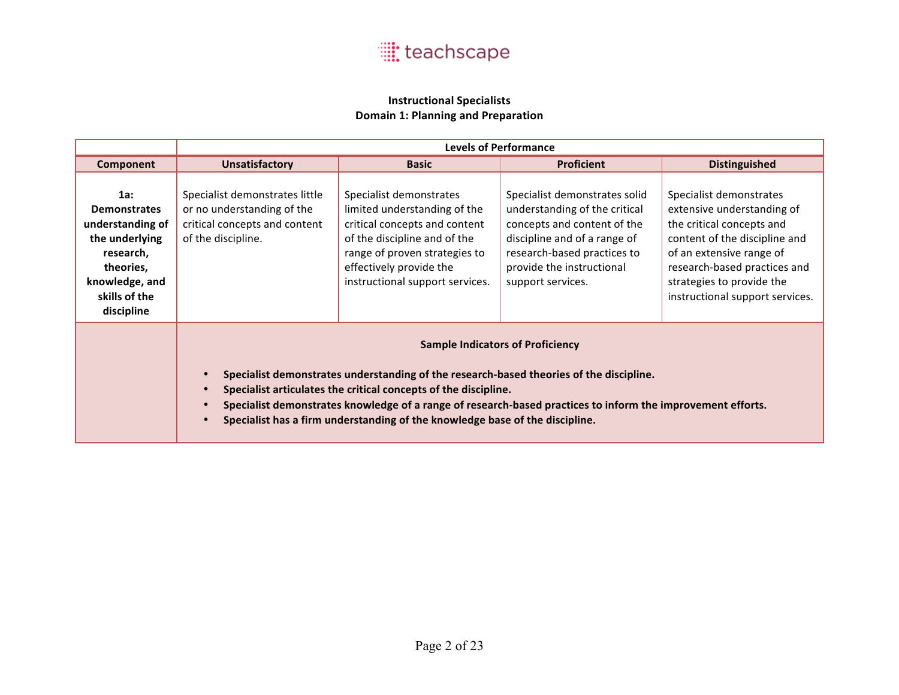**Instructional Specialists**
**Domain 1: Planning and Preparation**

| | Levels of Performance | | | |
|---|---|---|---|---|
| **Component** | **Unsatisfactory** | **Basic** | **Proficient** | **Distinguished** |
| **1a: Demonstrates understanding of the underlying research, theories, knowledge, and skills of the discipline** | Specialist demonstrates little or no understanding of the critical concepts and content of the discipline. | Specialist demonstrates limited understanding of the critical concepts and content of the discipline and of the range of proven strategies to effectively provide the instructional support services. | Specialist demonstrates solid understanding of the critical concepts and content of the discipline and of a range of research-based practices to provide the instructional support services. | Specialist demonstrates extensive understanding of the critical concepts and content of the discipline and of an extensive range of research-based practices and strategies to provide the instructional support services. |
| | **Sample Indicators of Proficiency**<br>• **Specialist demonstrates understanding of the research-based theories of the discipline.**<br>• **Specialist articulates the critical concepts of the discipline.**<br>• **Specialist demonstrates knowledge of a range of research-based practices to inform the improvement efforts.**<br>• **Specialist has a firm understanding of the knowledge base of the discipline.** | | | |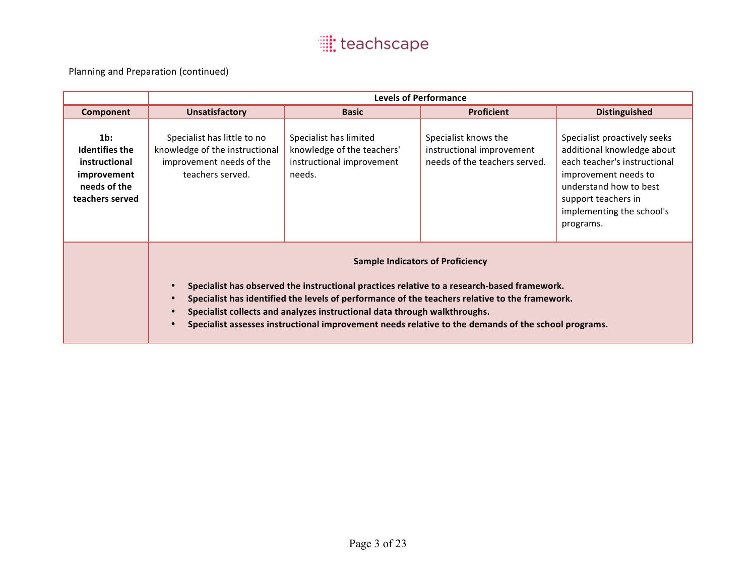Planning and Preparation (continued)

| | Levels of Performance | | | |
|---|---|---|---|---|
| **Component** | **Unsatisfactory** | **Basic** | **Proficient** | **Distinguished** |
| **1b: Identifies the instructional improvement needs of the teachers served** | Specialist has little to no knowledge of the instructional improvement needs of the teachers served. | Specialist has limited knowledge of the teachers' instructional improvement needs. | Specialist knows the instructional improvement needs of the teachers served. | Specialist proactively seeks additional knowledge about each teacher's instructional improvement needs to understand how to best support teachers in implementing the school's programs. |

**Sample Indicators of Proficiency**

- **Specialist has observed the instructional practices relative to a research-based framework.**
- **Specialist has identified the levels of performance of the teachers relative to the framework.**
- **Specialist collects and analyzes instructional data through walkthroughs.**
- **Specialist assesses instructional improvement needs relative to the demands of the school programs.**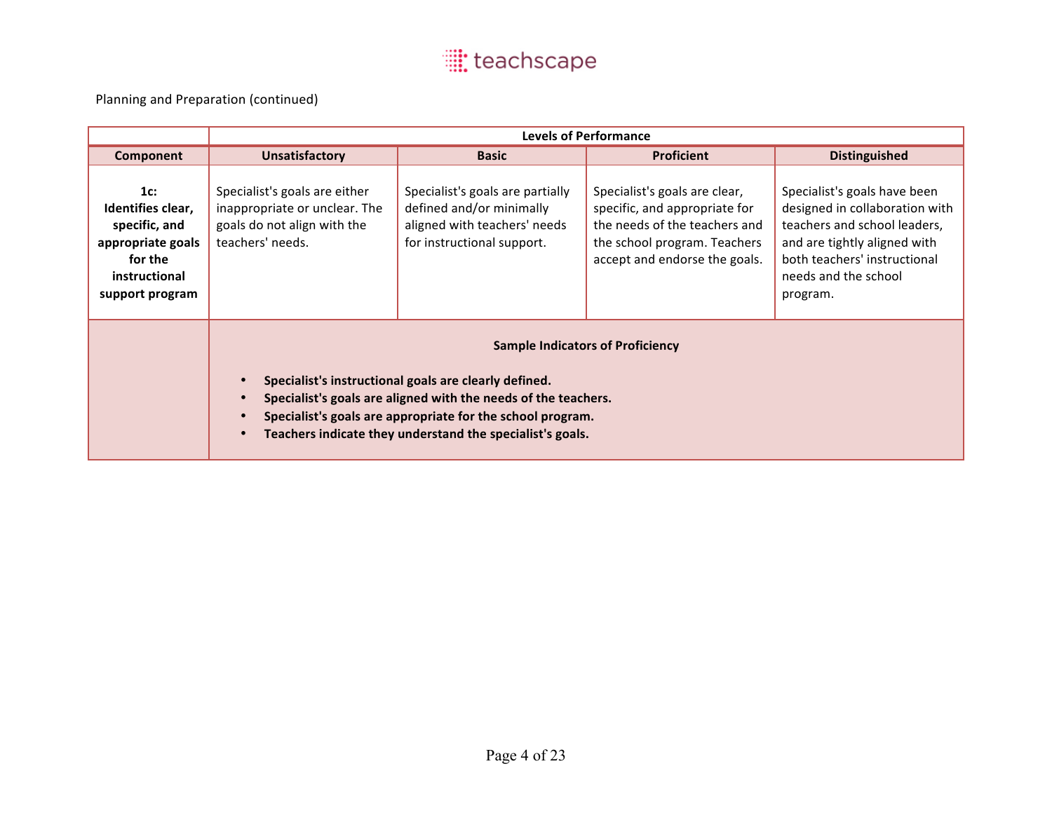Planning and Preparation (continued)

| | Levels of Performance | | | |
|---|---|---|---|---|
| **Component** | **Unsatisfactory** | **Basic** | **Proficient** | **Distinguished** |
| **1c: Identifies clear, specific, and appropriate goals for the instructional support program** | Specialist's goals are either inappropriate or unclear. The goals do not align with the teachers' needs. | Specialist's goals are partially defined and/or minimally aligned with teachers' needs for instructional support. | Specialist's goals are clear, specific, and appropriate for the needs of the teachers and the school program. Teachers accept and endorse the goals. | Specialist's goals have been designed in collaboration with teachers and school leaders, and are tightly aligned with both teachers' instructional needs and the school program. |
| | **Sample Indicators of Proficiency**<br><br>• **Specialist's instructional goals are clearly defined.**<br>• **Specialist's goals are aligned with the needs of the teachers.**<br>• **Specialist's goals are appropriate for the school program.**<br>• **Teachers indicate they understand the specialist's goals.** | | | |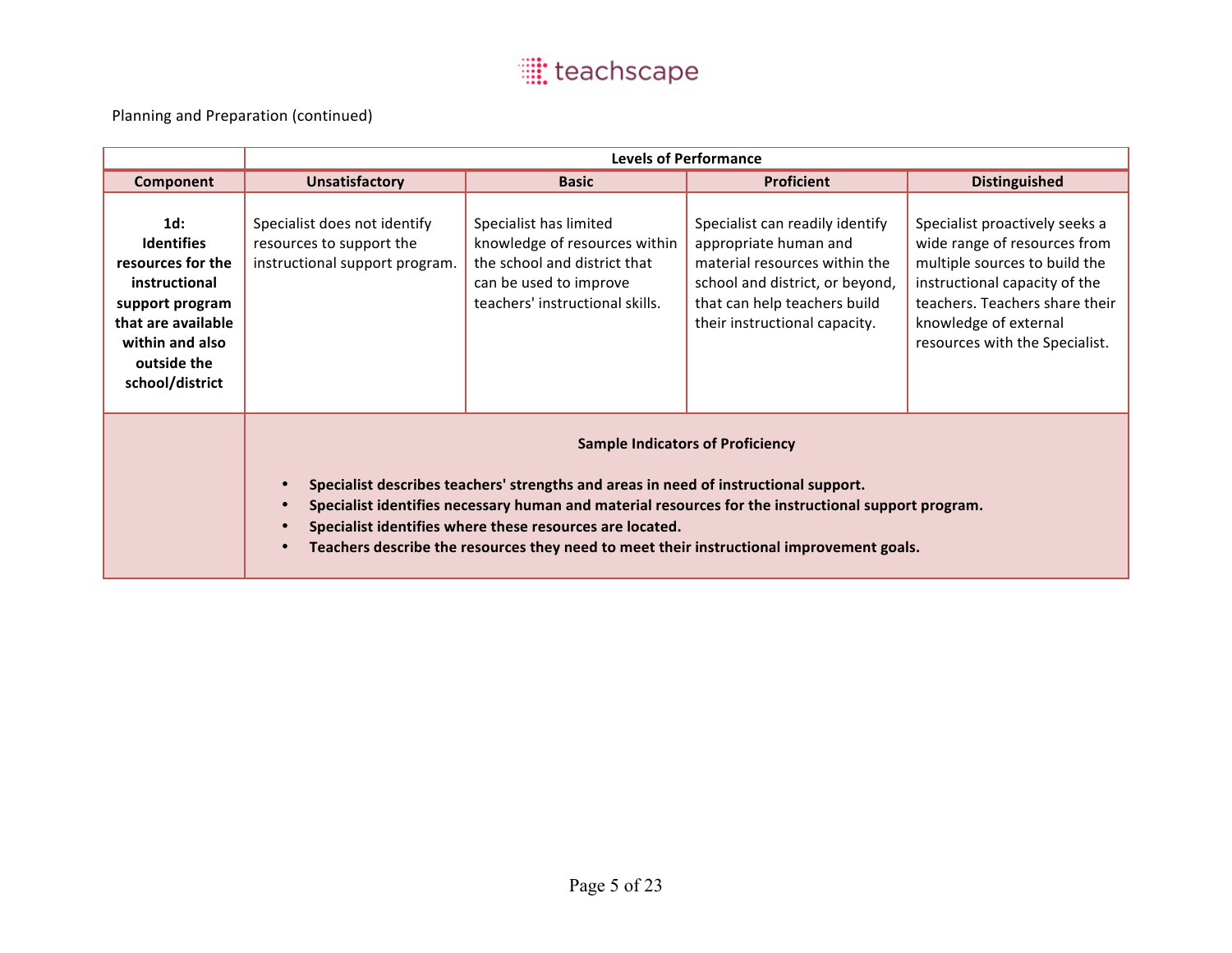Planning and Preparation (continued)

| | Levels of Performance | | | |
|---|---|---|---|---|
| **Component** | **Unsatisfactory** | **Basic** | **Proficient** | **Distinguished** |
| **1d: Identifies resources for the instructional support program that are available within and also outside the school/district** | Specialist does not identify resources to support the instructional support program. | Specialist has limited knowledge of resources within the school and district that can be used to improve teachers' instructional skills. | Specialist can readily identify appropriate human and material resources within the school and district, or beyond, that can help teachers build their instructional capacity. | Specialist proactively seeks a wide range of resources from multiple sources to build the instructional capacity of the teachers. Teachers share their knowledge of external resources with the Specialist. |

**Sample Indicators of Proficiency**

- **Specialist describes teachers' strengths and areas in need of instructional support.**
- **Specialist identifies necessary human and material resources for the instructional support program.**
- **Specialist identifies where these resources are located.**
- **Teachers describe the resources they need to meet their instructional improvement goals.**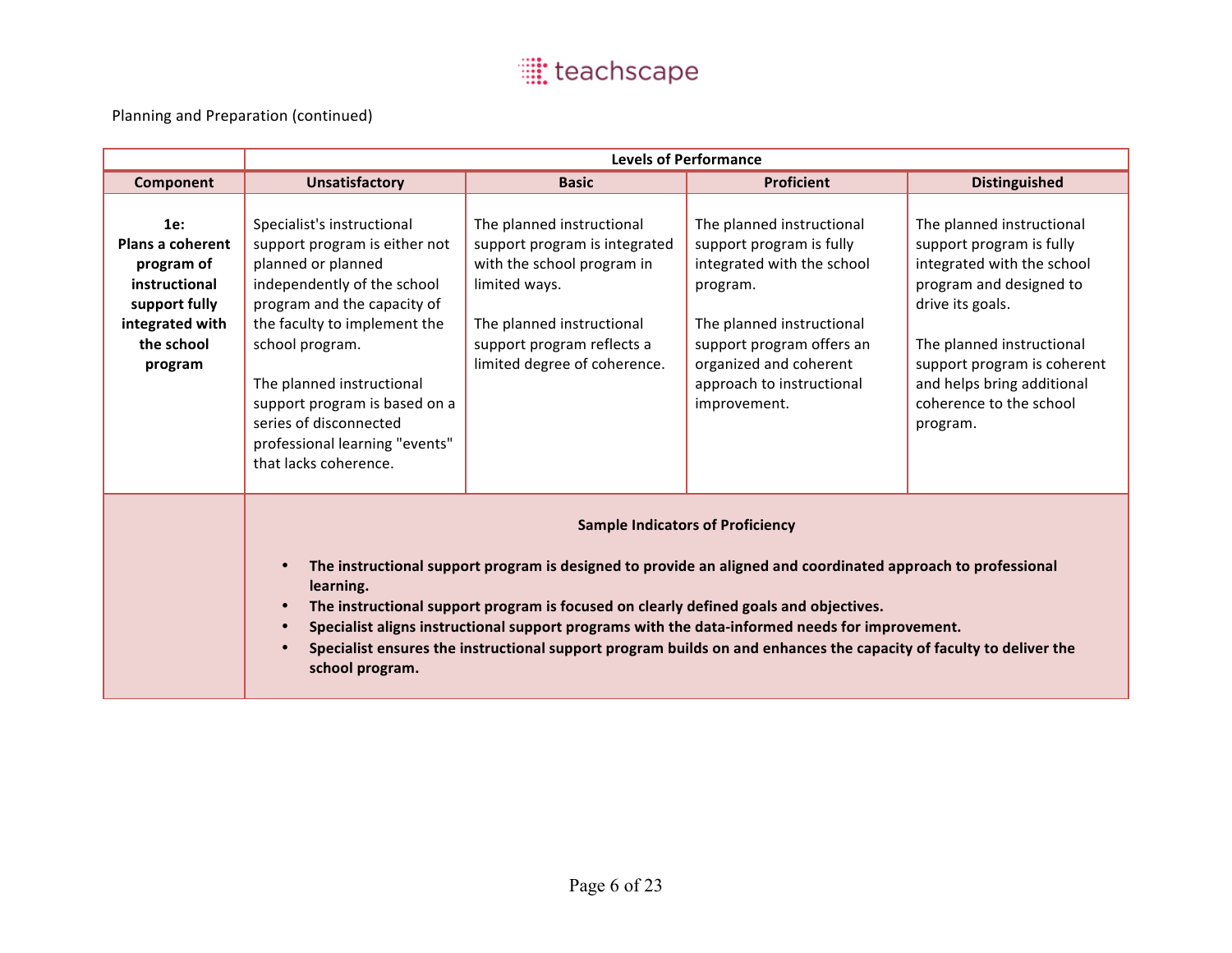Planning and Preparation (continued)

| | Levels of Performance | | | |
|---|---|---|---|---|
| **Component** | **Unsatisfactory** | **Basic** | **Proficient** | **Distinguished** |
| **1e: Plans a coherent program of instructional support fully integrated with the school program** | Specialist's instructional support program is either not planned or planned independently of the school program and the capacity of the faculty to implement the school program.<br><br>The planned instructional support program is based on a series of disconnected professional learning "events" that lacks coherence. | The planned instructional support program is integrated with the school program in limited ways.<br><br>The planned instructional support program reflects a limited degree of coherence. | The planned instructional support program is fully integrated with the school program.<br><br>The planned instructional support program offers an organized and coherent approach to instructional improvement. | The planned instructional support program is fully integrated with the school program and designed to drive its goals.<br><br>The planned instructional support program is coherent and helps bring additional coherence to the school program. |
| | **Sample Indicators of Proficiency**<br><br>• **The instructional support program is designed to provide an aligned and coordinated approach to professional learning.**<br>• **The instructional support program is focused on clearly defined goals and objectives.**<br>• **Specialist aligns instructional support programs with the data-informed needs for improvement.**<br>• **Specialist ensures the instructional support program builds on and enhances the capacity of faculty to deliver the school program.** | | | |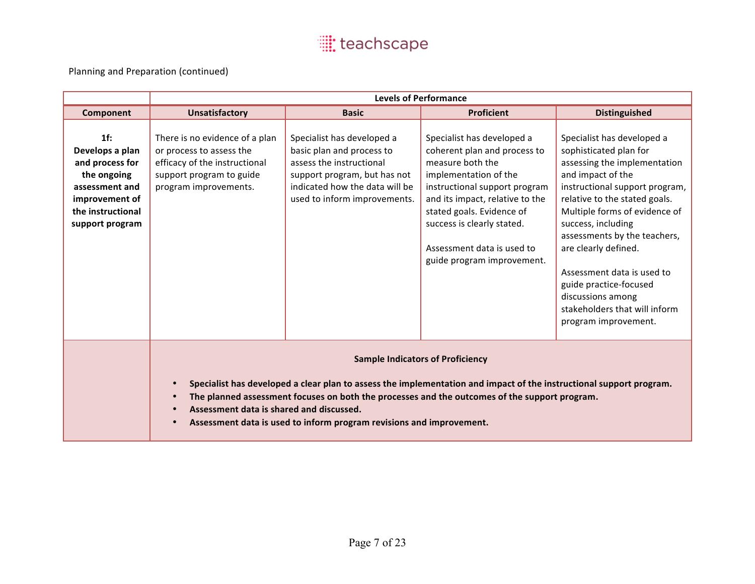Planning and Preparation (continued)

| | Levels of Performance | | | |
|---|---|---|---|---|
| **Component** | **Unsatisfactory** | **Basic** | **Proficient** | **Distinguished** |
| **1f: Develops a plan and process for the ongoing assessment and improvement of the instructional support program** | There is no evidence of a plan or process to assess the efficacy of the instructional support program to guide program improvements. | Specialist has developed a basic plan and process to assess the instructional support program, but has not indicated how the data will be used to inform improvements. | Specialist has developed a coherent plan and process to measure both the implementation of the instructional support program and its impact, relative to the stated goals. Evidence of success is clearly stated.<br><br>Assessment data is used to guide program improvement. | Specialist has developed a sophisticated plan for assessing the implementation and impact of the instructional support program, relative to the stated goals. Multiple forms of evidence of success, including assessments by the teachers, are clearly defined.<br><br>Assessment data is used to guide practice-focused discussions among stakeholders that will inform program improvement. |
| | **Sample Indicators of Proficiency**<br><br>• **Specialist has developed a clear plan to assess the implementation and impact of the instructional support program.**<br>• **The planned assessment focuses on both the processes and the outcomes of the support program.**<br>• **Assessment data is shared and discussed.**<br>• **Assessment data is used to inform program revisions and improvement.** | | | |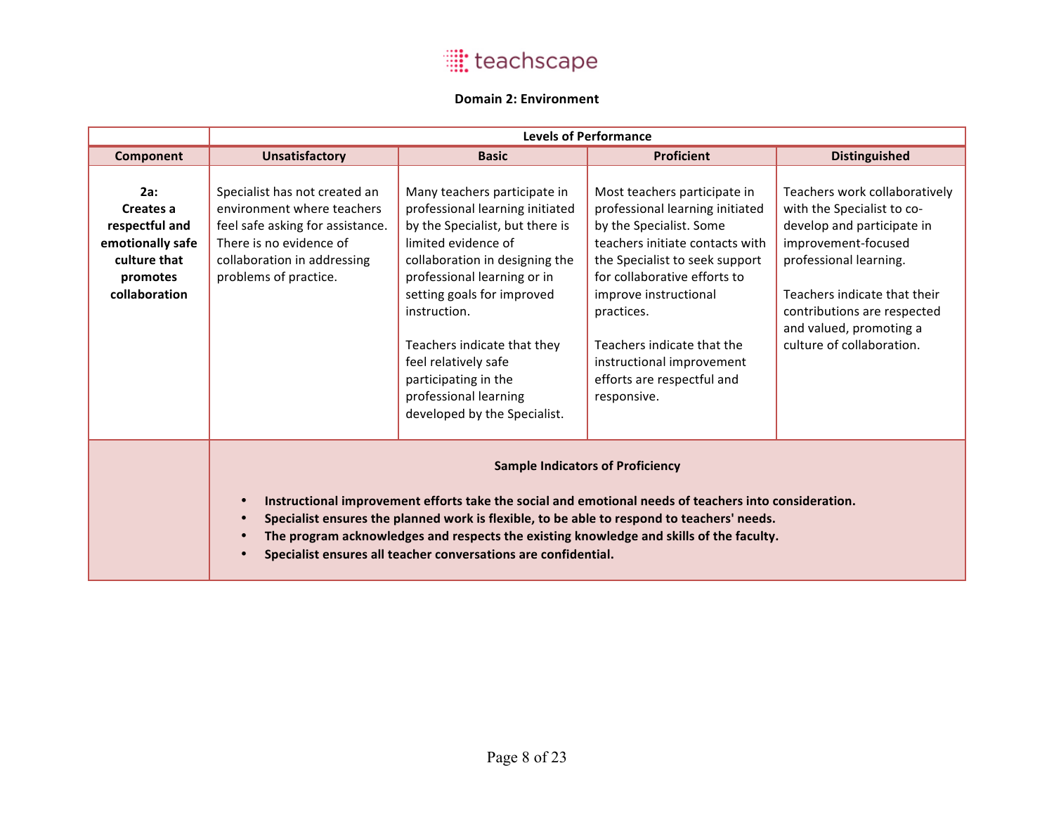teachscape

## Domain 2: Environment

| | Levels of Performance | | | |
|---|---|---|---|---|
| **Component** | **Unsatisfactory** | **Basic** | **Proficient** | **Distinguished** |
| **2a: Creates a respectful and emotionally safe culture that promotes collaboration** | Specialist has not created an environment where teachers feel safe asking for assistance. There is no evidence of collaboration in addressing problems of practice. | Many teachers participate in professional learning initiated by the Specialist, but there is limited evidence of collaboration in designing the professional learning or in setting goals for improved instruction.<br><br>Teachers indicate that they feel relatively safe participating in the professional learning developed by the Specialist. | Most teachers participate in professional learning initiated by the Specialist. Some teachers initiate contacts with the Specialist to seek support for collaborative efforts to improve instructional practices.<br><br>Teachers indicate that the instructional improvement efforts are respectful and responsive. | Teachers work collaboratively with the Specialist to co-develop and participate in improvement-focused professional learning.<br><br>Teachers indicate that their contributions are respected and valued, promoting a culture of collaboration. |

**Sample Indicators of Proficiency**

- **Instructional improvement efforts take the social and emotional needs of teachers into consideration.**
- **Specialist ensures the planned work is flexible, to be able to respond to teachers' needs.**
- **The program acknowledges and respects the existing knowledge and skills of the faculty.**
- **Specialist ensures all teacher conversations are confidential.**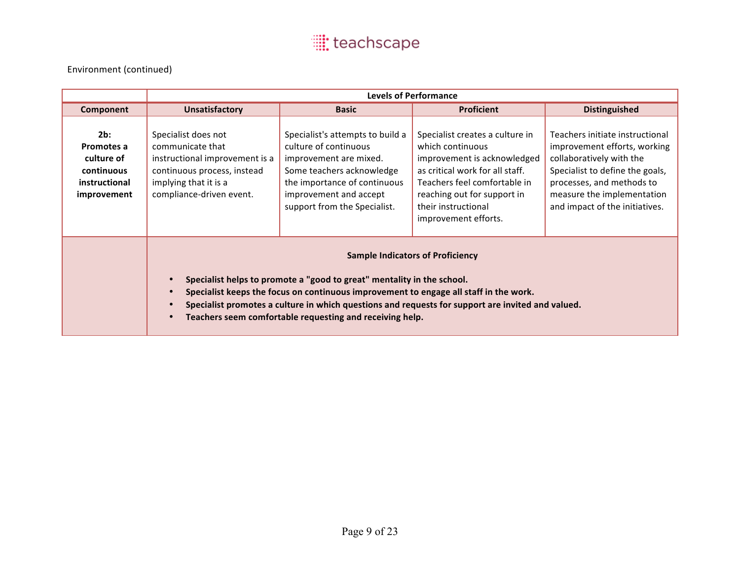Environment (continued)

| | Levels of Performance | | | |
|---|---|---|---|---|
| **Component** | **Unsatisfactory** | **Basic** | **Proficient** | **Distinguished** |
| **2b: Promotes a culture of continuous instructional improvement** | Specialist does not communicate that instructional improvement is a continuous process, instead implying that it is a compliance-driven event. | Specialist's attempts to build a culture of continuous improvement are mixed. Some teachers acknowledge the importance of continuous improvement and accept support from the Specialist. | Specialist creates a culture in which continuous improvement is acknowledged as critical work for all staff. Teachers feel comfortable in reaching out for support in their instructional improvement efforts. | Teachers initiate instructional improvement efforts, working collaboratively with the Specialist to define the goals, processes, and methods to measure the implementation and impact of the initiatives. |

**Sample Indicators of Proficiency**

- **Specialist helps to promote a "good to great" mentality in the school.**
- **Specialist keeps the focus on continuous improvement to engage all staff in the work.**
- **Specialist promotes a culture in which questions and requests for support are invited and valued.**
- **Teachers seem comfortable requesting and receiving help.**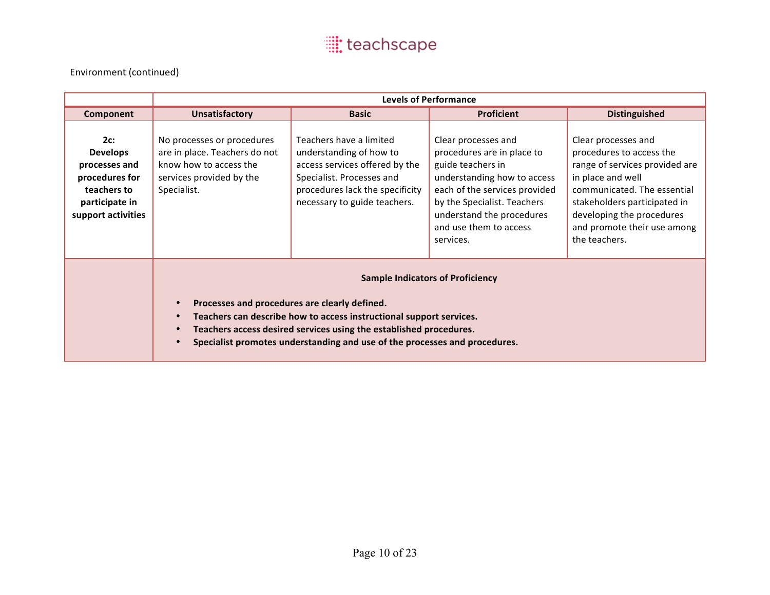Environment (continued)

| | Levels of Performance | | | |
|---|---|---|---|---|
| **Component** | **Unsatisfactory** | **Basic** | **Proficient** | **Distinguished** |
| **2c: Develops processes and procedures for teachers to participate in support activities** | No processes or procedures are in place. Teachers do not know how to access the services provided by the Specialist. | Teachers have a limited understanding of how to access services offered by the Specialist. Processes and procedures lack the specificity necessary to guide teachers. | Clear processes and procedures are in place to guide teachers in understanding how to access each of the services provided by the Specialist. Teachers understand the procedures and use them to access services. | Clear processes and procedures to access the range of services provided are in place and well communicated. The essential stakeholders participated in developing the procedures and promote their use among the teachers. |

**Sample Indicators of Proficiency**

- **Processes and procedures are clearly defined.**
- **Teachers can describe how to access instructional support services.**
- **Teachers access desired services using the established procedures.**
- **Specialist promotes understanding and use of the processes and procedures.**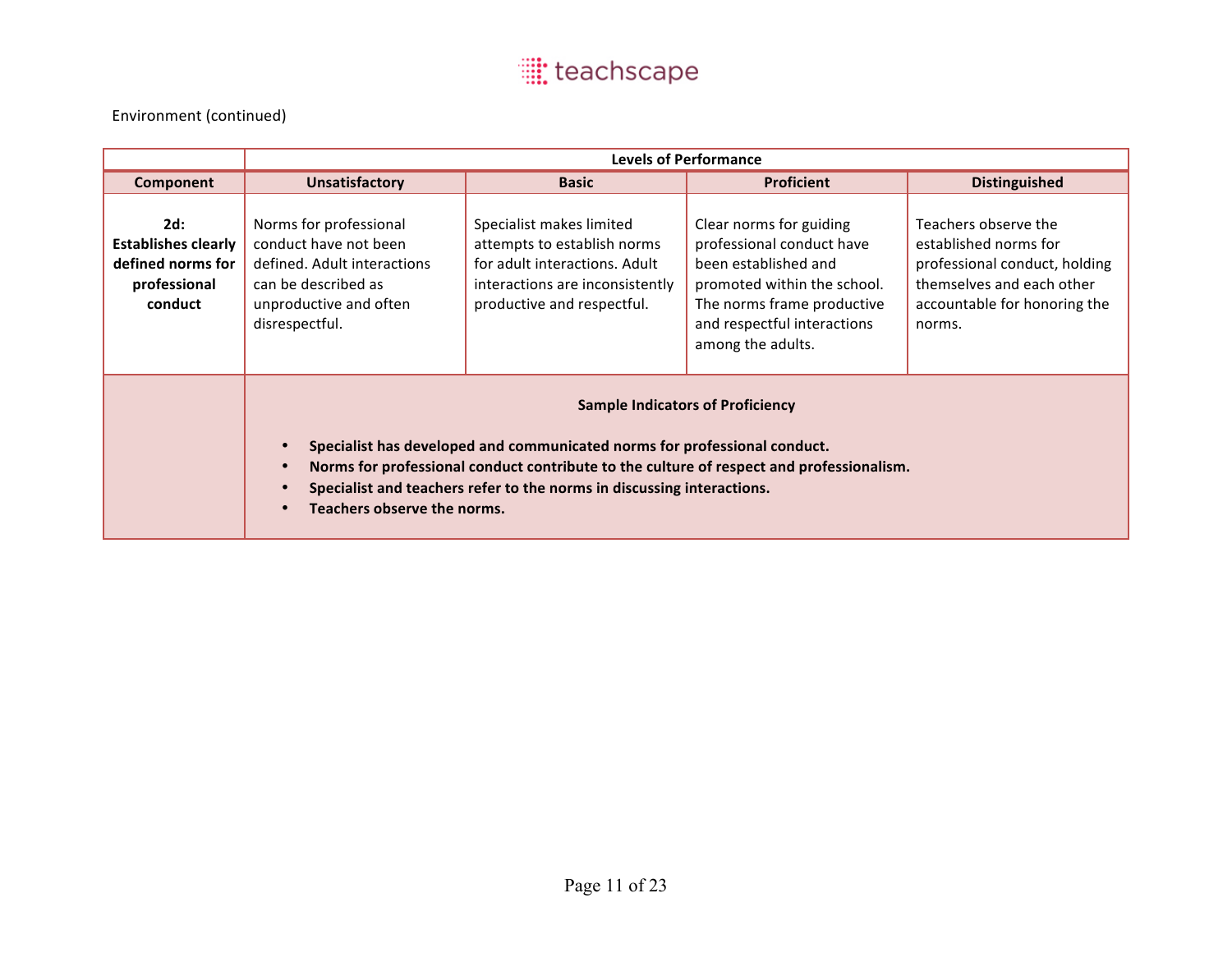Environment (continued)

| | Levels of Performance | | | |
|---|---|---|---|---|
| **Component** | **Unsatisfactory** | **Basic** | **Proficient** | **Distinguished** |
| **2d: Establishes clearly defined norms for professional conduct** | Norms for professional conduct have not been defined. Adult interactions can be described as unproductive and often disrespectful. | Specialist makes limited attempts to establish norms for adult interactions. Adult interactions are inconsistently productive and respectful. | Clear norms for guiding professional conduct have been established and promoted within the school. The norms frame productive and respectful interactions among the adults. | Teachers observe the established norms for professional conduct, holding themselves and each other accountable for honoring the norms. |
| | **Sample Indicators of Proficiency**<br><br>• **Specialist has developed and communicated norms for professional conduct.**<br>• **Norms for professional conduct contribute to the culture of respect and professionalism.**<br>• **Specialist and teachers refer to the norms in discussing interactions.**<br>• **Teachers observe the norms.** | | | |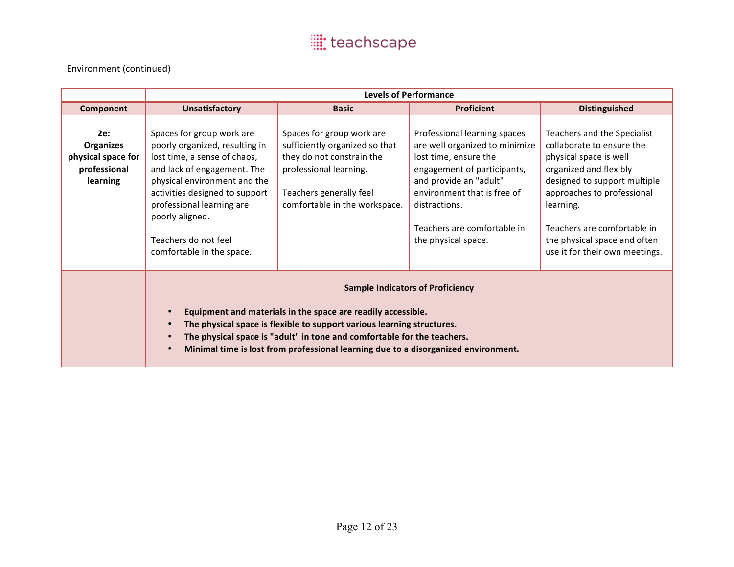Environment (continued)

| | Levels of Performance | | | |
|---|---|---|---|---|
| **Component** | **Unsatisfactory** | **Basic** | **Proficient** | **Distinguished** |
| **2e: Organizes physical space for professional learning** | Spaces for group work are poorly organized, resulting in lost time, a sense of chaos, and lack of engagement. The physical environment and the activities designed to support professional learning are poorly aligned.<br><br>Teachers do not feel comfortable in the space. | Spaces for group work are sufficiently organized so that they do not constrain the professional learning.<br><br>Teachers generally feel comfortable in the workspace. | Professional learning spaces are well organized to minimize lost time, ensure the engagement of participants, and provide an "adult" environment that is free of distractions.<br><br>Teachers are comfortable in the physical space. | Teachers and the Specialist collaborate to ensure the physical space is well organized and flexibly designed to support multiple approaches to professional learning.<br><br>Teachers are comfortable in the physical space and often use it for their own meetings. |
| | **Sample Indicators of Proficiency**<br><br>• **Equipment and materials in the space are readily accessible.**<br>• **The physical space is flexible to support various learning structures.**<br>• **The physical space is "adult" in tone and comfortable for the teachers.**<br>• **Minimal time is lost from professional learning due to a disorganized environment.** | | | |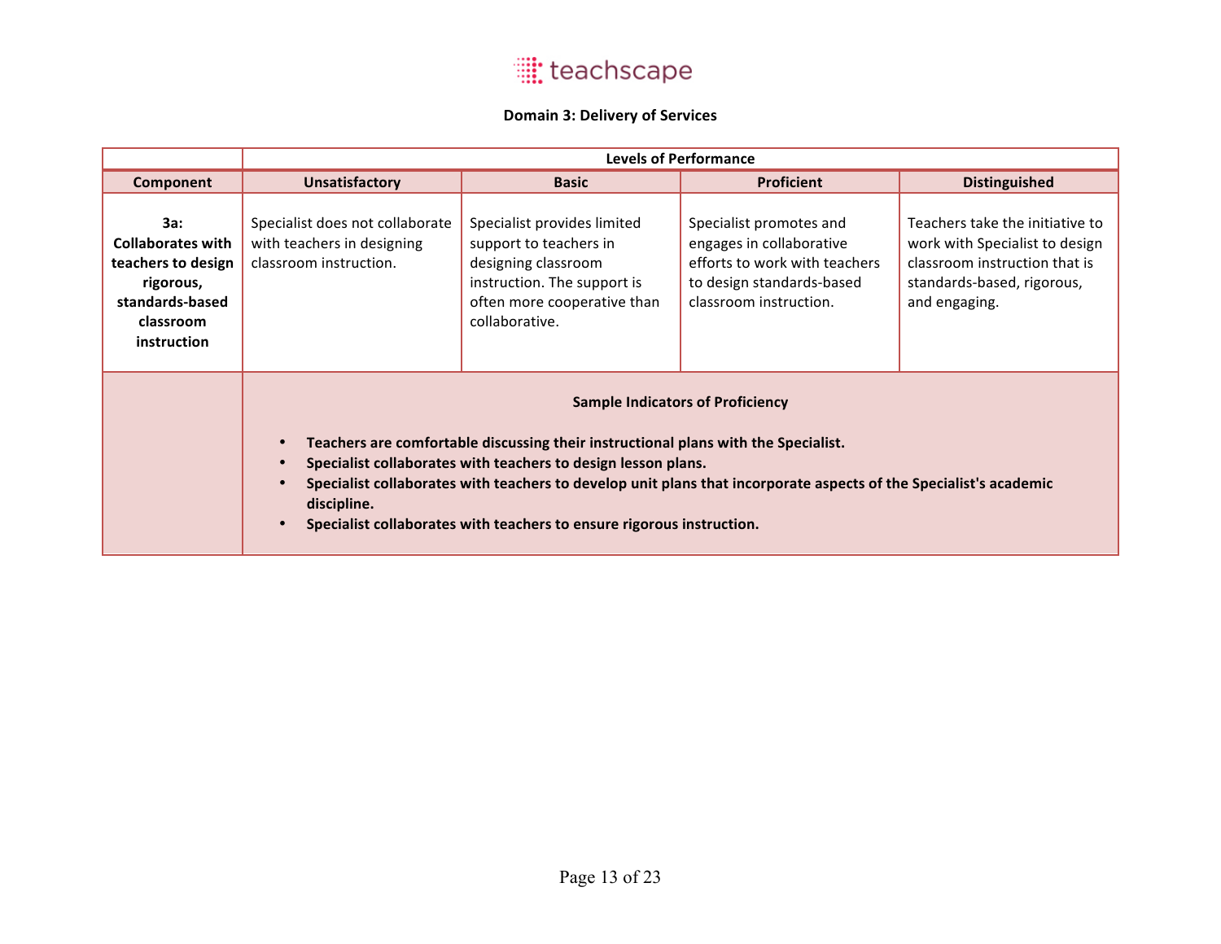## Domain 3: Delivery of Services

| | Levels of Performance | | | |
|---|---|---|---|---|
| **Component** | **Unsatisfactory** | **Basic** | **Proficient** | **Distinguished** |
| **3a: Collaborates with teachers to design rigorous, standards-based classroom instruction** | Specialist does not collaborate with teachers in designing classroom instruction. | Specialist provides limited support to teachers in designing classroom instruction. The support is often more cooperative than collaborative. | Specialist promotes and engages in collaborative efforts to work with teachers to design standards-based classroom instruction. | Teachers take the initiative to work with Specialist to design classroom instruction that is standards-based, rigorous, and engaging. |
| | **Sample Indicators of Proficiency**<br><br>• **Teachers are comfortable discussing their instructional plans with the Specialist.**<br>• **Specialist collaborates with teachers to design lesson plans.**<br>• **Specialist collaborates with teachers to develop unit plans that incorporate aspects of the Specialist's academic discipline.**<br>• **Specialist collaborates with teachers to ensure rigorous instruction.** | | | |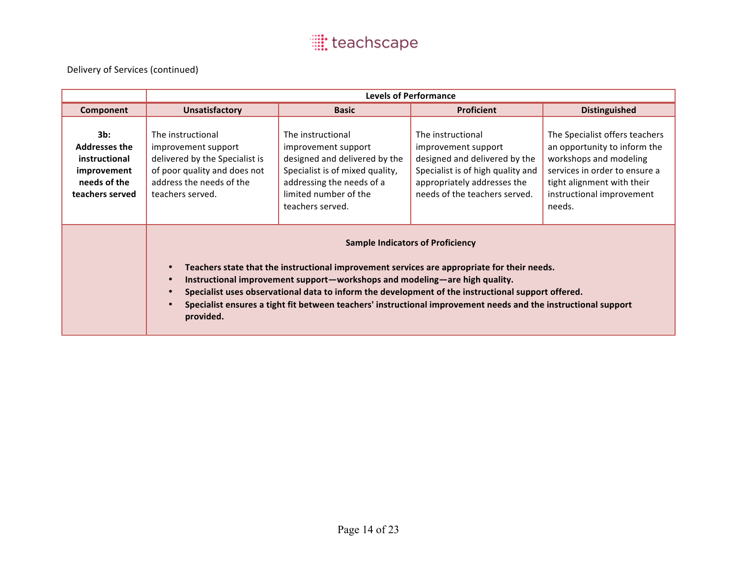Delivery of Services (continued)

| | Levels of Performance | | | |
|---|---|---|---|---|
| **Component** | **Unsatisfactory** | **Basic** | **Proficient** | **Distinguished** |
| **3b: Addresses the instructional improvement needs of the teachers served** | The instructional improvement support delivered by the Specialist is of poor quality and does not address the needs of the teachers served. | The instructional improvement support designed and delivered by the Specialist is of mixed quality, addressing the needs of a limited number of the teachers served. | The instructional improvement support designed and delivered by the Specialist is of high quality and appropriately addresses the needs of the teachers served. | The Specialist offers teachers an opportunity to inform the workshops and modeling services in order to ensure a tight alignment with their instructional improvement needs. |

**Sample Indicators of Proficiency**

- **Teachers state that the instructional improvement services are appropriate for their needs.**
- **Instructional improvement support—workshops and modeling—are high quality.**
- **Specialist uses observational data to inform the development of the instructional support offered.**
- **Specialist ensures a tight fit between teachers' instructional improvement needs and the instructional support provided.**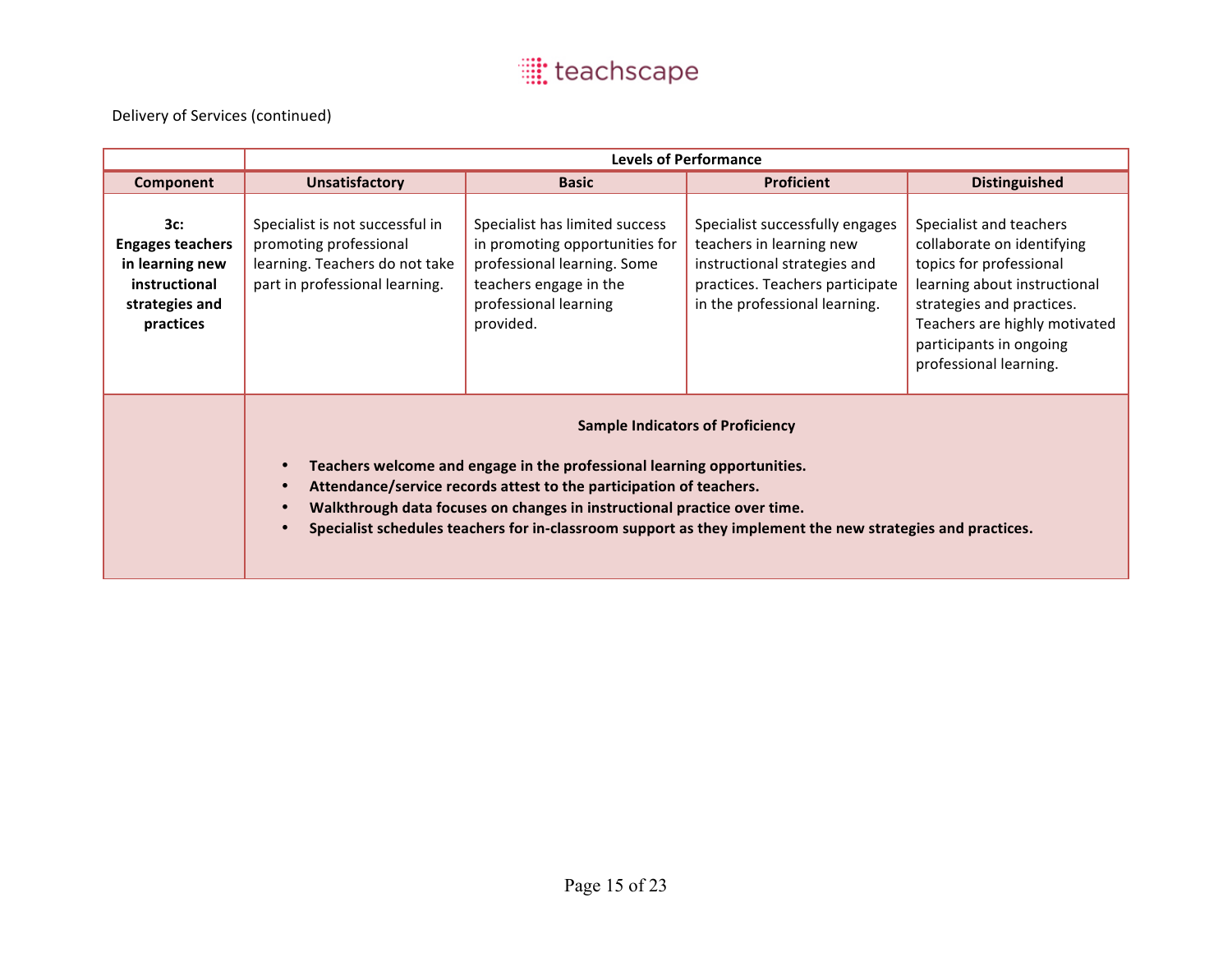Delivery of Services (continued)

| | Levels of Performance | | | |
|---|---|---|---|---|
| **Component** | **Unsatisfactory** | **Basic** | **Proficient** | **Distinguished** |
| **3c: Engages teachers in learning new instructional strategies and practices** | Specialist is not successful in promoting professional learning. Teachers do not take part in professional learning. | Specialist has limited success in promoting opportunities for professional learning. Some teachers engage in the professional learning provided. | Specialist successfully engages teachers in learning new instructional strategies and practices. Teachers participate in the professional learning. | Specialist and teachers collaborate on identifying topics for professional learning about instructional strategies and practices. Teachers are highly motivated participants in ongoing professional learning. |

**Sample Indicators of Proficiency**

- **Teachers welcome and engage in the professional learning opportunities.**
- **Attendance/service records attest to the participation of teachers.**
- **Walkthrough data focuses on changes in instructional practice over time.**
- **Specialist schedules teachers for in-classroom support as they implement the new strategies and practices.**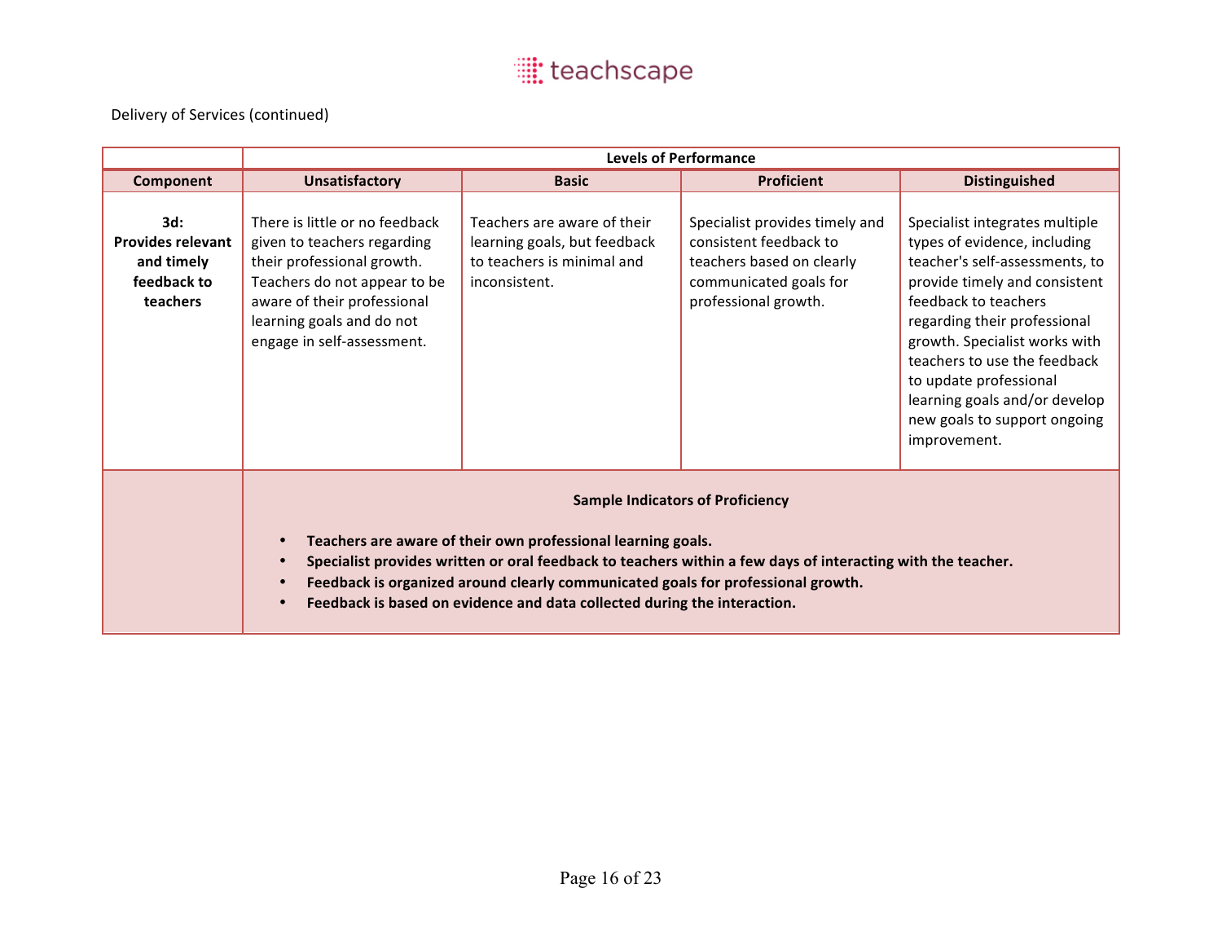Delivery of Services (continued)

| | Levels of Performance | | | |
|---|---|---|---|---|
| **Component** | **Unsatisfactory** | **Basic** | **Proficient** | **Distinguished** |
| **3d: Provides relevant and timely feedback to teachers** | There is little or no feedback given to teachers regarding their professional growth. Teachers do not appear to be aware of their professional learning goals and do not engage in self-assessment. | Teachers are aware of their learning goals, but feedback to teachers is minimal and inconsistent. | Specialist provides timely and consistent feedback to teachers based on clearly communicated goals for professional growth. | Specialist integrates multiple types of evidence, including teacher's self-assessments, to provide timely and consistent feedback to teachers regarding their professional growth. Specialist works with teachers to use the feedback to update professional learning goals and/or develop new goals to support ongoing improvement. |
| | **Sample Indicators of Proficiency**<br>• **Teachers are aware of their own professional learning goals.**<br>• **Specialist provides written or oral feedback to teachers within a few days of interacting with the teacher.**<br>• **Feedback is organized around clearly communicated goals for professional growth.**<br>• **Feedback is based on evidence and data collected during the interaction.** | | | |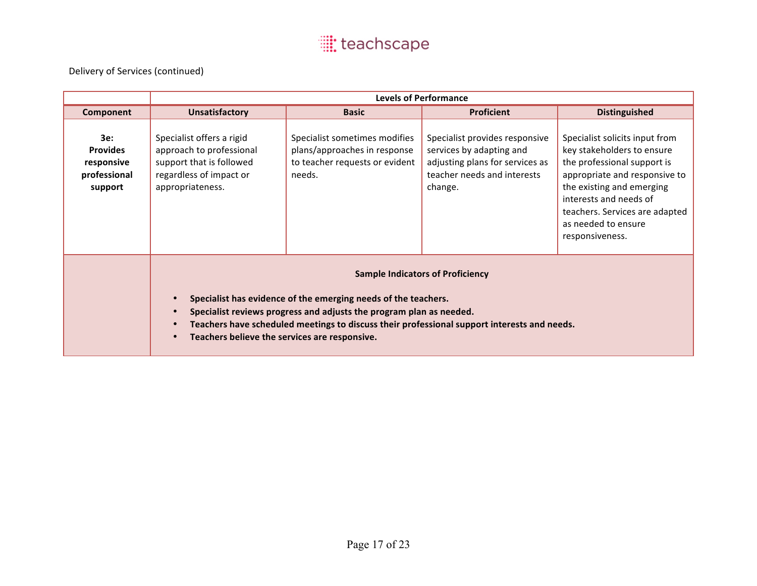Delivery of Services (continued)

| | Levels of Performance | | | |
|---|---|---|---|---|
| **Component** | **Unsatisfactory** | **Basic** | **Proficient** | **Distinguished** |
| **3e: Provides responsive professional support** | Specialist offers a rigid approach to professional support that is followed regardless of impact or appropriateness. | Specialist sometimes modifies plans/approaches in response to teacher requests or evident needs. | Specialist provides responsive services by adapting and adjusting plans for services as teacher needs and interests change. | Specialist solicits input from key stakeholders to ensure the professional support is appropriate and responsive to the existing and emerging interests and needs of teachers. Services are adapted as needed to ensure responsiveness. |
| | **Sample Indicators of Proficiency**<br>• **Specialist has evidence of the emerging needs of the teachers.**<br>• **Specialist reviews progress and adjusts the program plan as needed.**<br>• **Teachers have scheduled meetings to discuss their professional support interests and needs.**<br>• **Teachers believe the services are responsive.** | | | |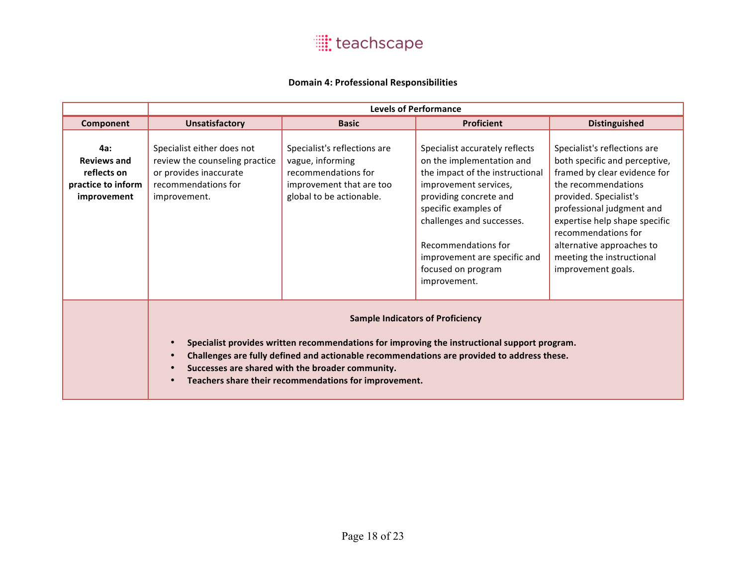**Domain 4: Professional Responsibilities**

| | Levels of Performance | | | |
|---|---|---|---|---|
| **Component** | **Unsatisfactory** | **Basic** | **Proficient** | **Distinguished** |
| **4a: Reviews and reflects on practice to inform improvement** | Specialist either does not review the counseling practice or provides inaccurate recommendations for improvement. | Specialist's reflections are vague, informing recommendations for improvement that are too global to be actionable. | Specialist accurately reflects on the implementation and the impact of the instructional improvement services, providing concrete and specific examples of challenges and successes.<br><br>Recommendations for improvement are specific and focused on program improvement. | Specialist's reflections are both specific and perceptive, framed by clear evidence for the recommendations provided. Specialist's professional judgment and expertise help shape specific recommendations for alternative approaches to meeting the instructional improvement goals. |
| | **Sample Indicators of Proficiency**<br><br>• **Specialist provides written recommendations for improving the instructional support program.**<br>• **Challenges are fully defined and actionable recommendations are provided to address these.**<br>• **Successes are shared with the broader community.**<br>• **Teachers share their recommendations for improvement.** | | | |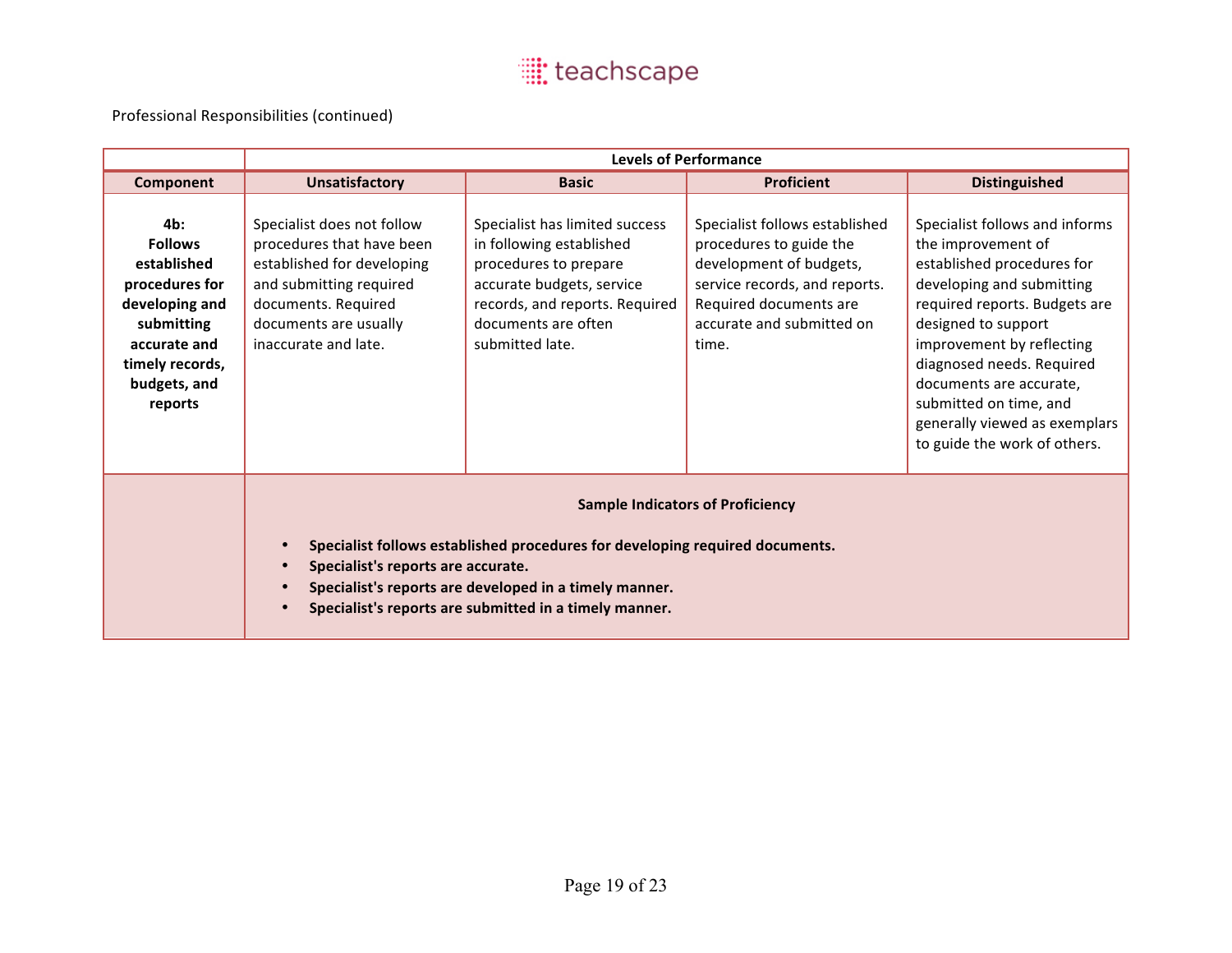Professional Responsibilities (continued)

| | Levels of Performance | | | |
|---|---|---|---|---|
| **Component** | **Unsatisfactory** | **Basic** | **Proficient** | **Distinguished** |
| **4b: Follows established procedures for developing and submitting accurate and timely records, budgets, and reports** | Specialist does not follow procedures that have been established for developing and submitting required documents. Required documents are usually inaccurate and late. | Specialist has limited success in following established procedures to prepare accurate budgets, service records, and reports. Required documents are often submitted late. | Specialist follows established procedures to guide the development of budgets, service records, and reports. Required documents are accurate and submitted on time. | Specialist follows and informs the improvement of established procedures for developing and submitting required reports. Budgets are designed to support improvement by reflecting diagnosed needs. Required documents are accurate, submitted on time, and generally viewed as exemplars to guide the work of others. |

**Sample Indicators of Proficiency**

- **Specialist follows established procedures for developing required documents.**
- **Specialist's reports are accurate.**
- **Specialist's reports are developed in a timely manner.**
- **Specialist's reports are submitted in a timely manner.**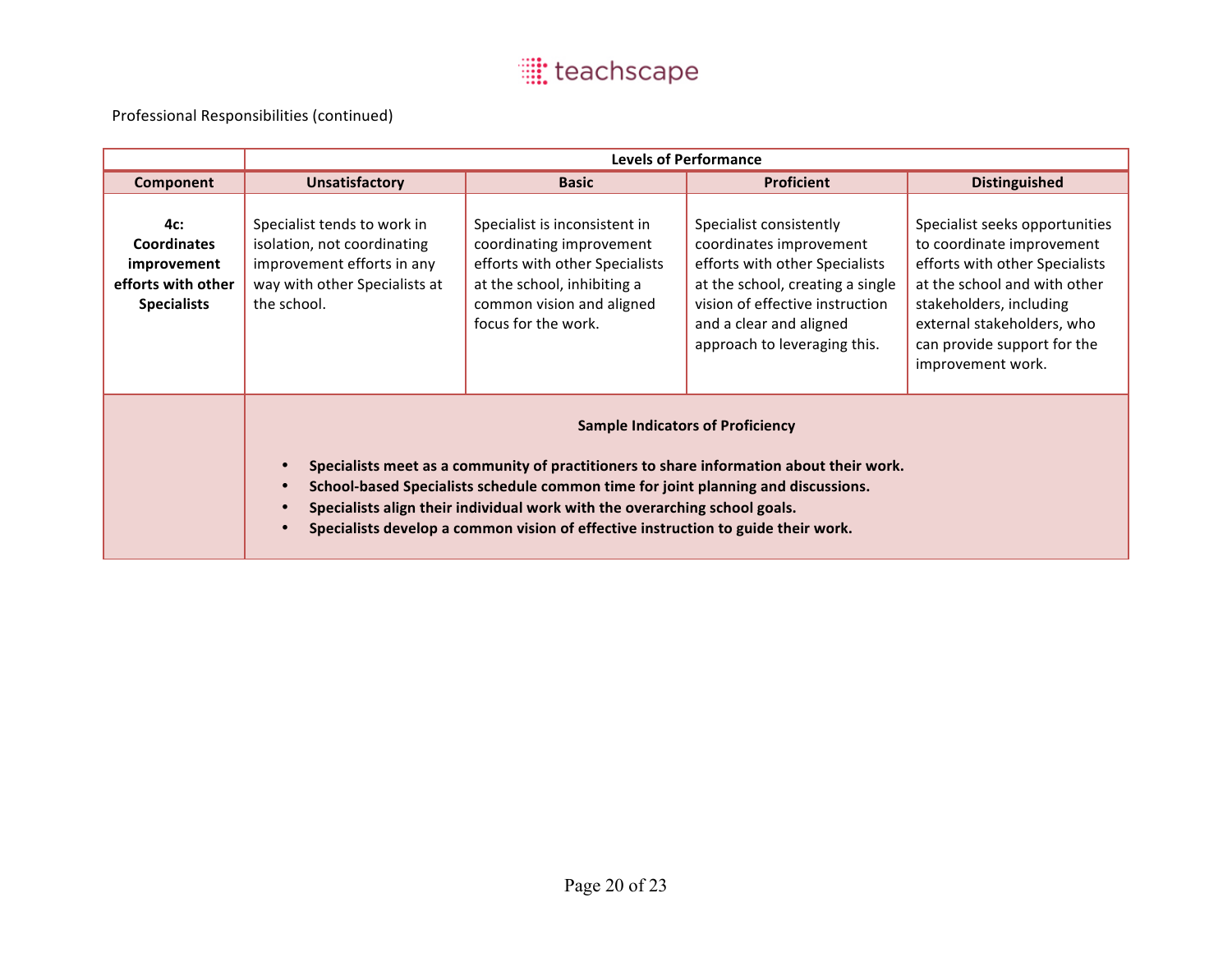Professional Responsibilities (continued)

| | Levels of Performance | | | |
|---|---|---|---|---|
| **Component** | **Unsatisfactory** | **Basic** | **Proficient** | **Distinguished** |
| **4c: Coordinates improvement efforts with other Specialists** | Specialist tends to work in isolation, not coordinating improvement efforts in any way with other Specialists at the school. | Specialist is inconsistent in coordinating improvement efforts with other Specialists at the school, inhibiting a common vision and aligned focus for the work. | Specialist consistently coordinates improvement efforts with other Specialists at the school, creating a single vision of effective instruction and a clear and aligned approach to leveraging this. | Specialist seeks opportunities to coordinate improvement efforts with other Specialists at the school and with other stakeholders, including external stakeholders, who can provide support for the improvement work. |

**Sample Indicators of Proficiency**

- **Specialists meet as a community of practitioners to share information about their work.**
- **School-based Specialists schedule common time for joint planning and discussions.**
- **Specialists align their individual work with the overarching school goals.**
- **Specialists develop a common vision of effective instruction to guide their work.**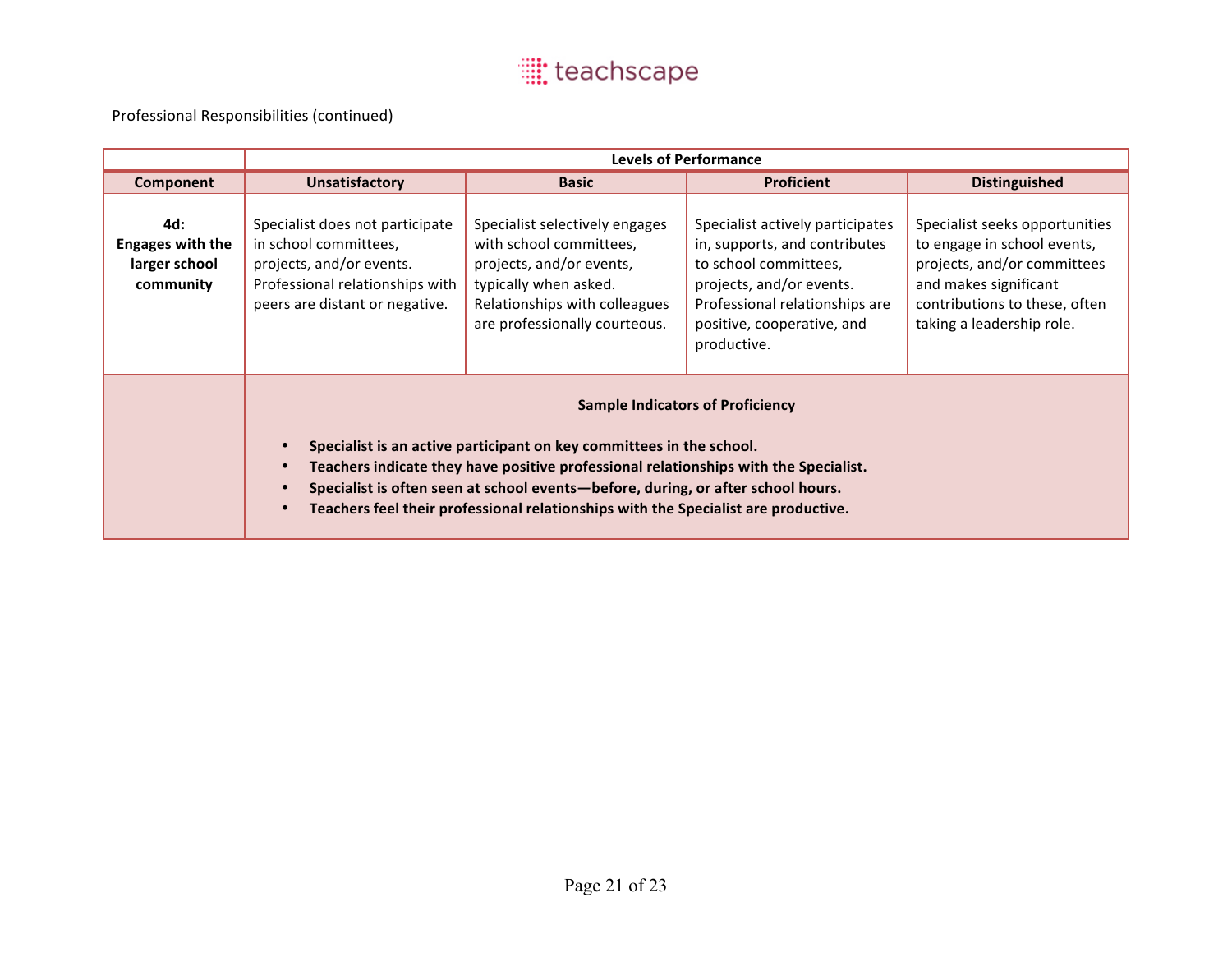Professional Responsibilities (continued)

| | Levels of Performance | | | |
|---|---|---|---|---|
| **Component** | **Unsatisfactory** | **Basic** | **Proficient** | **Distinguished** |
| **4d: Engages with the larger school community** | Specialist does not participate in school committees, projects, and/or events. Professional relationships with peers are distant or negative. | Specialist selectively engages with school committees, projects, and/or events, typically when asked. Relationships with colleagues are professionally courteous. | Specialist actively participates in, supports, and contributes to school committees, projects, and/or events. Professional relationships are positive, cooperative, and productive. | Specialist seeks opportunities to engage in school events, projects, and/or committees and makes significant contributions to these, often taking a leadership role. |
| | **Sample Indicators of Proficiency**<br><br>• **Specialist is an active participant on key committees in the school.**<br>• **Teachers indicate they have positive professional relationships with the Specialist.**<br>• **Specialist is often seen at school events—before, during, or after school hours.**<br>• **Teachers feel their professional relationships with the Specialist are productive.** | | | |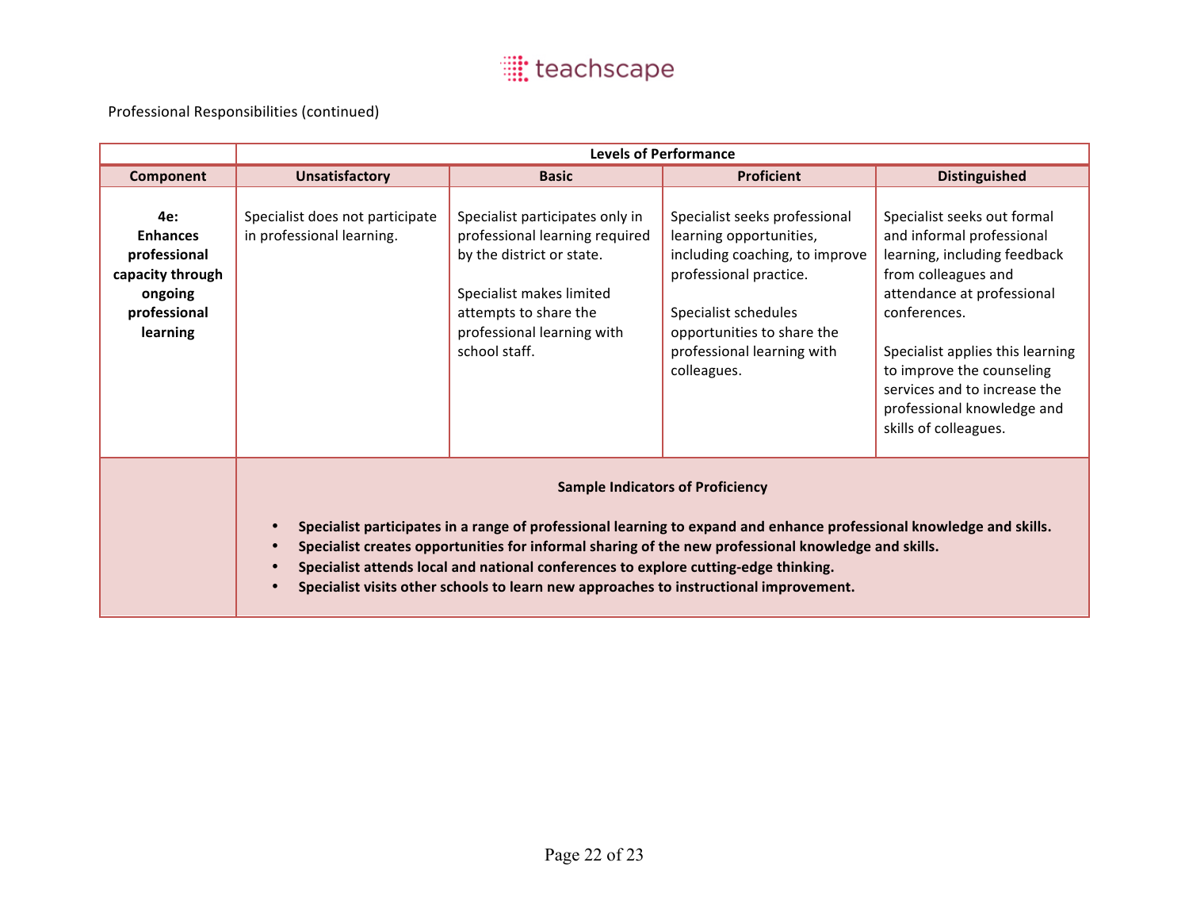Professional Responsibilities (continued)

| | Levels of Performance | | | |
|---|---|---|---|---|
| **Component** | **Unsatisfactory** | **Basic** | **Proficient** | **Distinguished** |
| **4e: Enhances professional capacity through ongoing professional learning** | Specialist does not participate in professional learning. | Specialist participates only in professional learning required by the district or state.<br><br>Specialist makes limited attempts to share the professional learning with school staff. | Specialist seeks professional learning opportunities, including coaching, to improve professional practice.<br><br>Specialist schedules opportunities to share the professional learning with colleagues. | Specialist seeks out formal and informal professional learning, including feedback from colleagues and attendance at professional conferences.<br><br>Specialist applies this learning to improve the counseling services and to increase the professional knowledge and skills of colleagues. |
| | **Sample Indicators of Proficiency**<br><br>• **Specialist participates in a range of professional learning to expand and enhance professional knowledge and skills.**<br>• **Specialist creates opportunities for informal sharing of the new professional knowledge and skills.**<br>• **Specialist attends local and national conferences to explore cutting-edge thinking.**<br>• **Specialist visits other schools to learn new approaches to instructional improvement.** | | | |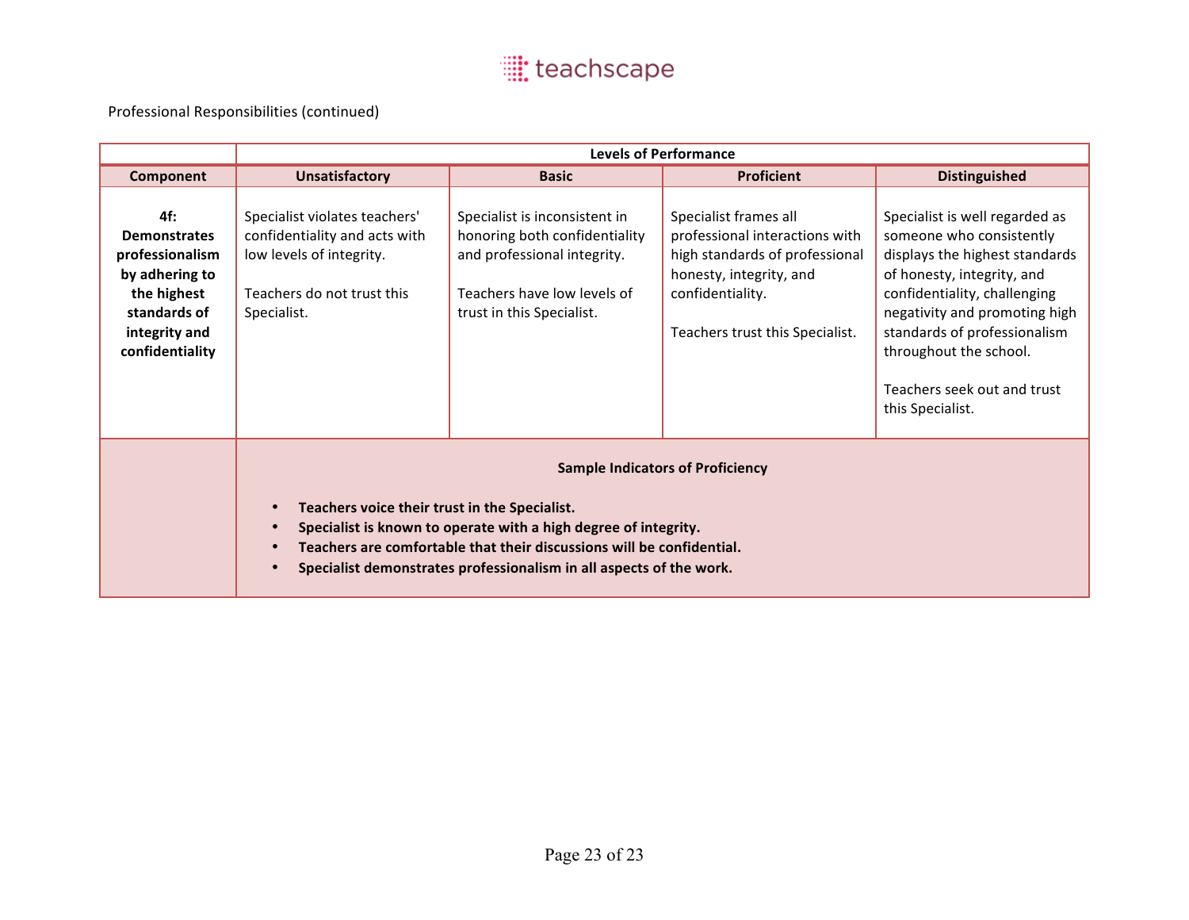Professional Responsibilities (continued)

| | Levels of Performance | | | |
|---|---|---|---|---|
| **Component** | **Unsatisfactory** | **Basic** | **Proficient** | **Distinguished** |
| **4f: Demonstrates professionalism by adhering to the highest standards of integrity and confidentiality** | Specialist violates teachers' confidentiality and acts with low levels of integrity.<br><br>Teachers do not trust this Specialist. | Specialist is inconsistent in honoring both confidentiality and professional integrity.<br><br>Teachers have low levels of trust in this Specialist. | Specialist frames all professional interactions with high standards of professional honesty, integrity, and confidentiality.<br><br>Teachers trust this Specialist. | Specialist is well regarded as someone who consistently displays the highest standards of honesty, integrity, and confidentiality, challenging negativity and promoting high standards of professionalism throughout the school.<br><br>Teachers seek out and trust this Specialist. |
| | **Sample Indicators of Proficiency**<br><br>• **Teachers voice their trust in the Specialist.**<br>• **Specialist is known to operate with a high degree of integrity.**<br>• **Teachers are comfortable that their discussions will be confidential.**<br>• **Specialist demonstrates professionalism in all aspects of the work.** | | | |